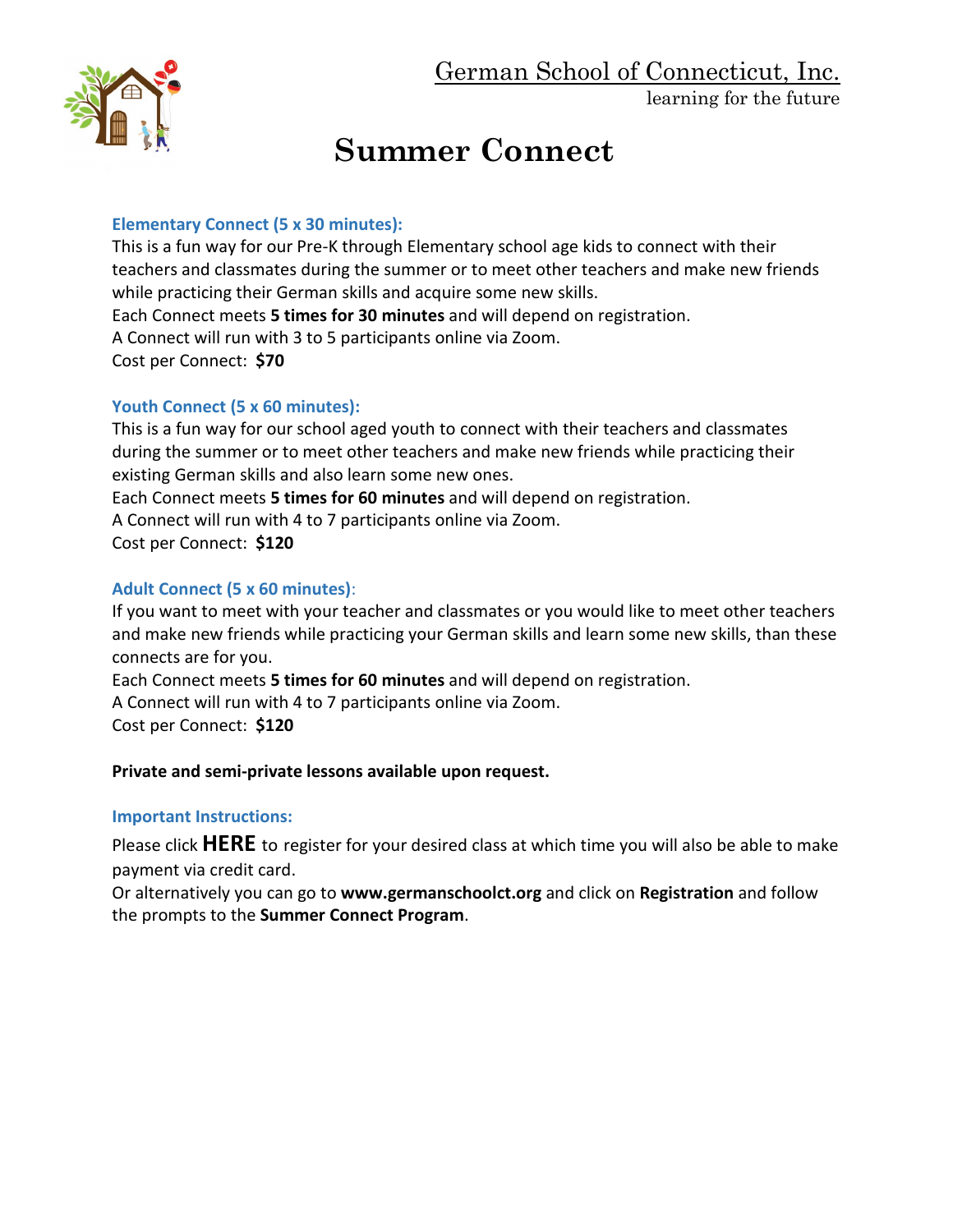German School of Connecticut, Inc.

learning for the future

# Summer Connect

### Elementary Connect (5 x 30 minutes):

This is a fun way for our Pre-K through Elementary school age kids to connect with their teachers and classmates during the summer or to meet other teachers and make new friends while practicing their German skills and acquire some new skills.
Each Connect meets **5 times for 30 minutes** and will depend on registration.
A Connect will run with 3 to 5 participants online via Zoom.
Cost per Connect: **$70**

### Youth Connect (5 x 60 minutes):

This is a fun way for our school aged youth to connect with their teachers and classmates during the summer or to meet other teachers and make new friends while practicing their existing German skills and also learn some new ones.
Each Connect meets **5 times for 60 minutes** and will depend on registration.
A Connect will run with 4 to 7 participants online via Zoom.
Cost per Connect: **$120**

### Adult Connect (5 x 60 minutes):

If you want to meet with your teacher and classmates or you would like to meet other teachers and make new friends while practicing your German skills and learn some new skills, than these connects are for you.
Each Connect meets **5 times for 60 minutes** and will depend on registration.
A Connect will run with 4 to 7 participants online via Zoom.
Cost per Connect: **$120**

**Private and semi-private lessons available upon request.**

### Important Instructions:

Please click **HERE** to register for your desired class at which time you will also be able to make payment via credit card.
Or alternatively you can go to **www.germanschoolct.org** and click on **Registration** and follow the prompts to the **Summer Connect Program**.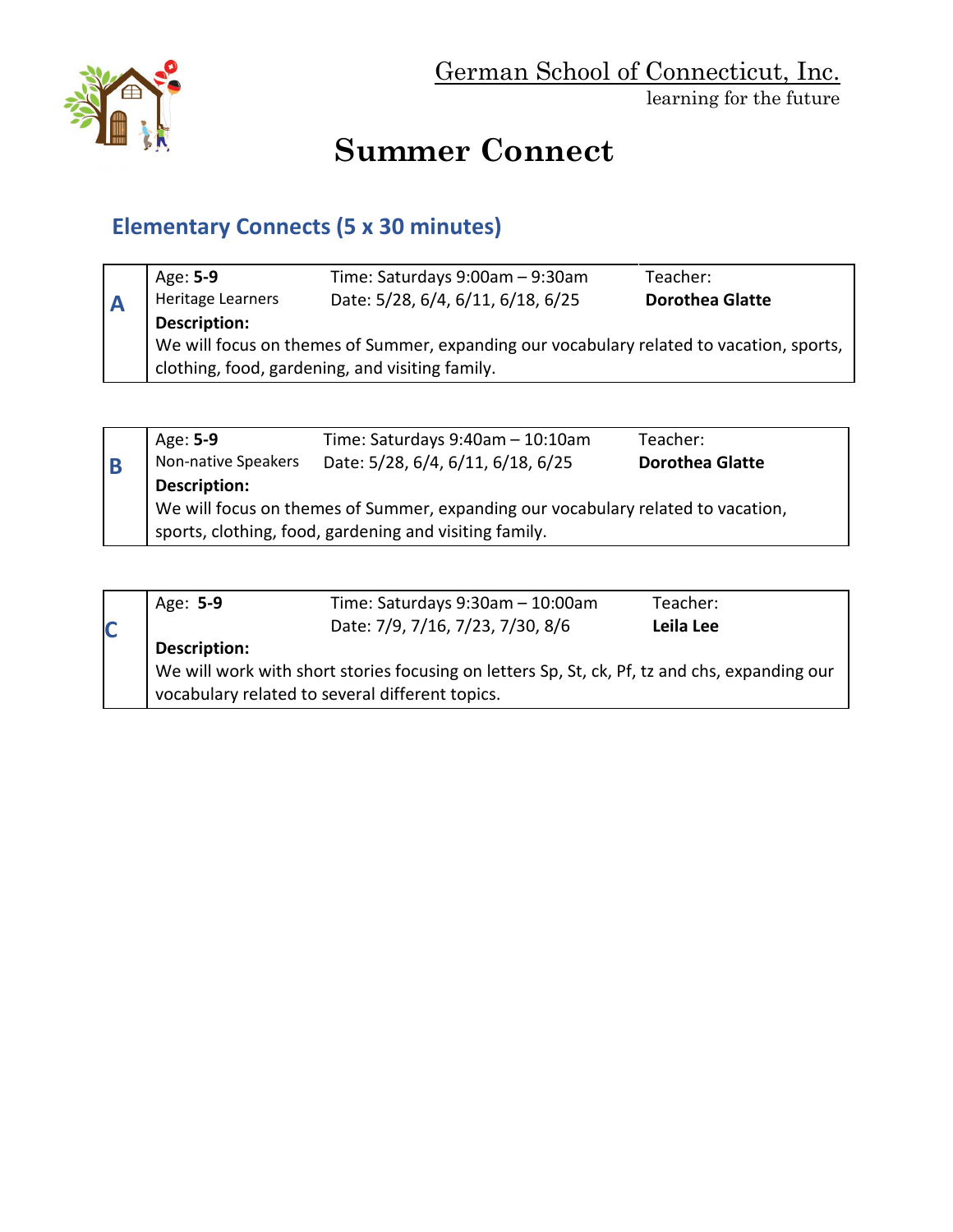German School of Connecticut, Inc.

learning for the future

# Summer Connect

## Elementary Connects (5 x 30 minutes)

| | | | |
|---|---|---|---|
| **A** | Age: **5-9**<br>Heritage Learners | Time: Saturdays 9:00am – 9:30am<br>Date: 5/28, 6/4, 6/11, 6/18, 6/25 | Teacher:<br>**Dorothea Glatte** |
| | **Description:**<br>We will focus on themes of Summer, expanding our vocabulary related to vacation, sports, clothing, food, gardening, and visiting family. | | |

| | | | |
|---|---|---|---|
| **B** | Age: **5-9**<br>Non-native Speakers | Time: Saturdays 9:40am – 10:10am<br>Date: 5/28, 6/4, 6/11, 6/18, 6/25 | Teacher:<br>**Dorothea Glatte** |
| | **Description:**<br>We will focus on themes of Summer, expanding our vocabulary related to vacation, sports, clothing, food, gardening and visiting family. | | |

| | | | |
|---|---|---|---|
| **C** | Age: **5-9** | Time: Saturdays 9:30am – 10:00am<br>Date: 7/9, 7/16, 7/23, 7/30, 8/6 | Teacher:<br>**Leila Lee** |
| | **Description:**<br>We will work with short stories focusing on letters Sp, St, ck, Pf, tz and chs, expanding our vocabulary related to several different topics. | | |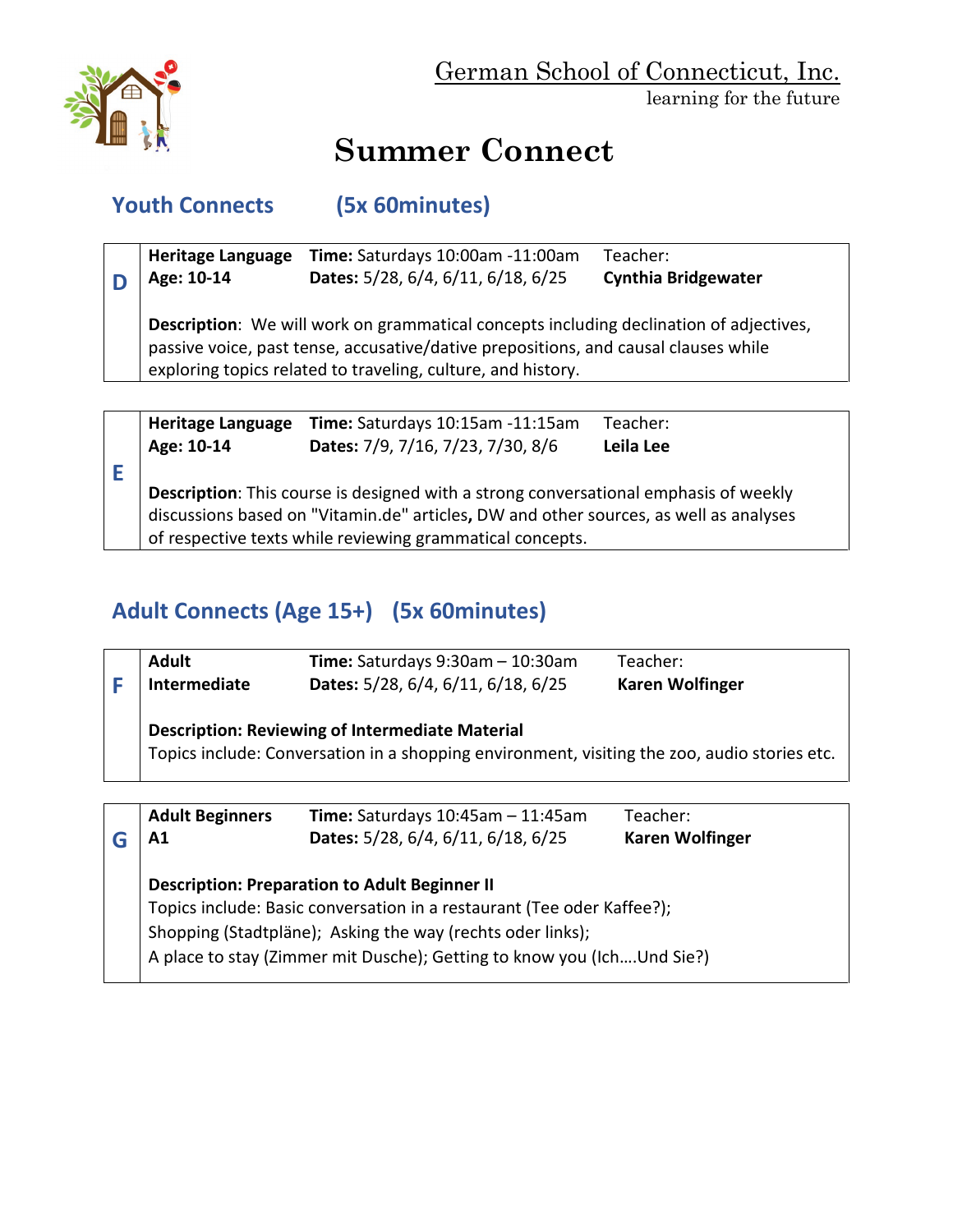German School of Connecticut, Inc.

learning for the future

# Summer Connect

## Youth Connects (5x 60minutes)

| | | | |
|---|---|---|---|
| **D** | **Heritage Language**<br>**Age: 10-14** | **Time:** Saturdays 10:00am -11:00am<br>**Dates:** 5/28, 6/4, 6/11, 6/18, 6/25 | Teacher:<br>**Cynthia Bridgewater** |
| | **Description**: We will work on grammatical concepts including declination of adjectives, passive voice, past tense, accusative/dative prepositions, and causal clauses while exploring topics related to traveling, culture, and history. | | |

| | | | |
|---|---|---|---|
| **E** | **Heritage Language**<br>**Age: 10-14** | **Time:** Saturdays 10:15am -11:15am<br>**Dates:** 7/9, 7/16, 7/23, 7/30, 8/6 | Teacher:<br>**Leila Lee** |
| | **Description**: This course is designed with a strong conversational emphasis of weekly discussions based on "Vitamin.de" articles**,** DW and other sources, as well as analyses of respective texts while reviewing grammatical concepts. | | |

## Adult Connects (Age 15+) (5x 60minutes)

| | | | |
|---|---|---|---|
| **F** | **Adult**<br>**Intermediate** | **Time:** Saturdays 9:30am – 10:30am<br>**Dates:** 5/28, 6/4, 6/11, 6/18, 6/25 | Teacher:<br>**Karen Wolfinger** |
| | **Description: Reviewing of Intermediate Material**<br>Topics include: Conversation in a shopping environment, visiting the zoo, audio stories etc. | | |

| | | | |
|---|---|---|---|
| **G** | **Adult Beginners**<br>**A1** | **Time:** Saturdays 10:45am – 11:45am<br>**Dates:** 5/28, 6/4, 6/11, 6/18, 6/25 | Teacher:<br>**Karen Wolfinger** |
| | **Description: Preparation to Adult Beginner II**<br>Topics include: Basic conversation in a restaurant (Tee oder Kaffee?);<br>Shopping (Stadtpläne); Asking the way (rechts oder links);<br>A place to stay (Zimmer mit Dusche); Getting to know you (Ich….Und Sie?) | | |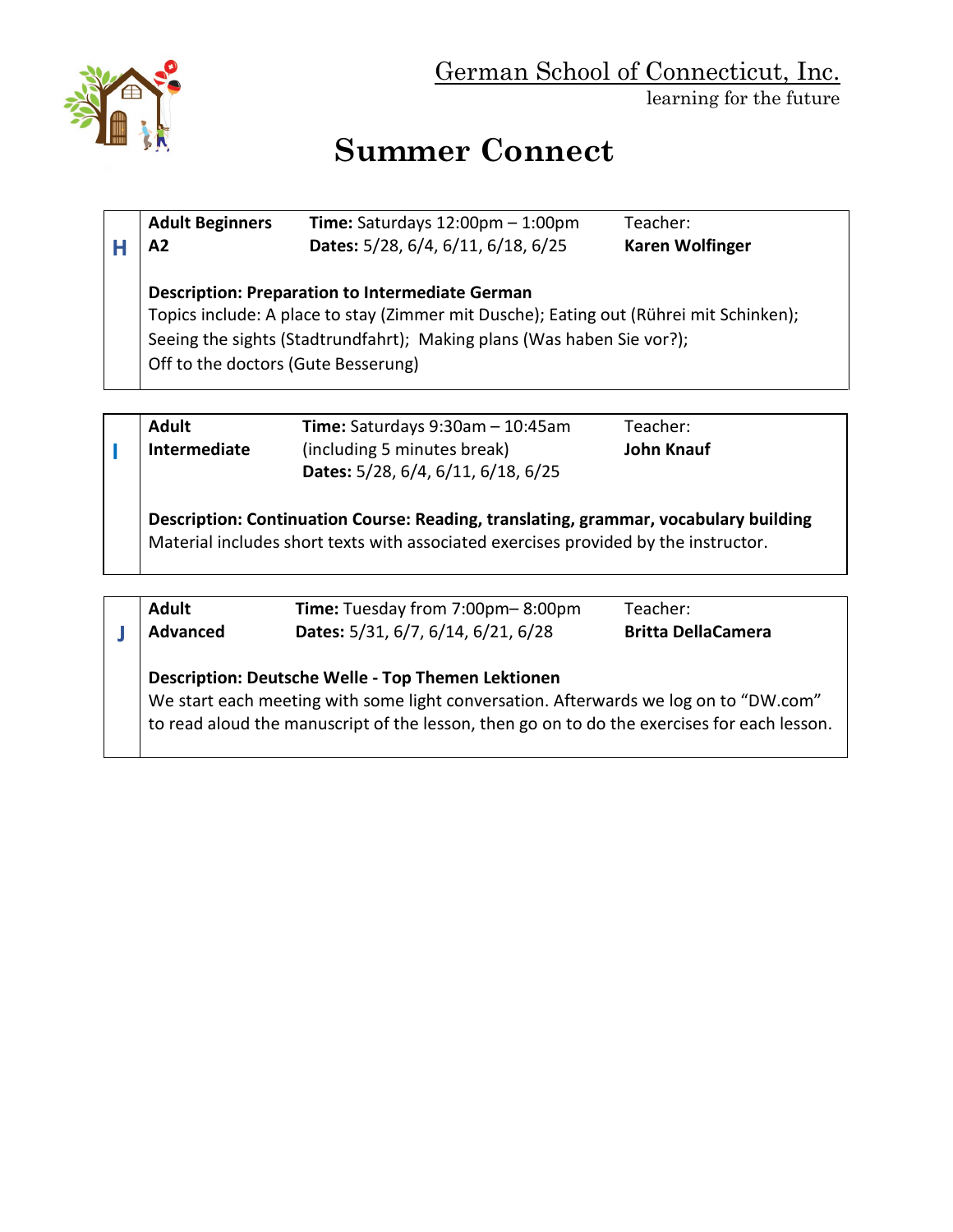German School of Connecticut, Inc.

learning for the future

# Summer Connect

| | | | |
|---|---|---|---|
| **H** | **Adult Beginners A2** | **Time:** Saturdays 12:00pm – 1:00pm<br>**Dates:** 5/28, 6/4, 6/11, 6/18, 6/25 | Teacher:<br>**Karen Wolfinger** |

**Description: Preparation to Intermediate German**

Topics include: A place to stay (Zimmer mit Dusche); Eating out (Rührei mit Schinken); Seeing the sights (Stadtrundfahrt); Making plans (Was haben Sie vor?); Off to the doctors (Gute Besserung)

| | | | |
|---|---|---|---|
| **I** | **Adult Intermediate** | **Time:** Saturdays 9:30am – 10:45am (including 5 minutes break)<br>**Dates:** 5/28, 6/4, 6/11, 6/18, 6/25 | Teacher:<br>**John Knauf** |

**Description: Continuation Course: Reading, translating, grammar, vocabulary building**

Material includes short texts with associated exercises provided by the instructor.

| | | | |
|---|---|---|---|
| **J** | **Adult Advanced** | **Time:** Tuesday from 7:00pm– 8:00pm<br>**Dates:** 5/31, 6/7, 6/14, 6/21, 6/28 | Teacher:<br>**Britta DellaCamera** |

**Description: Deutsche Welle - Top Themen Lektionen**

We start each meeting with some light conversation. Afterwards we log on to "DW.com" to read aloud the manuscript of the lesson, then go on to do the exercises for each lesson.